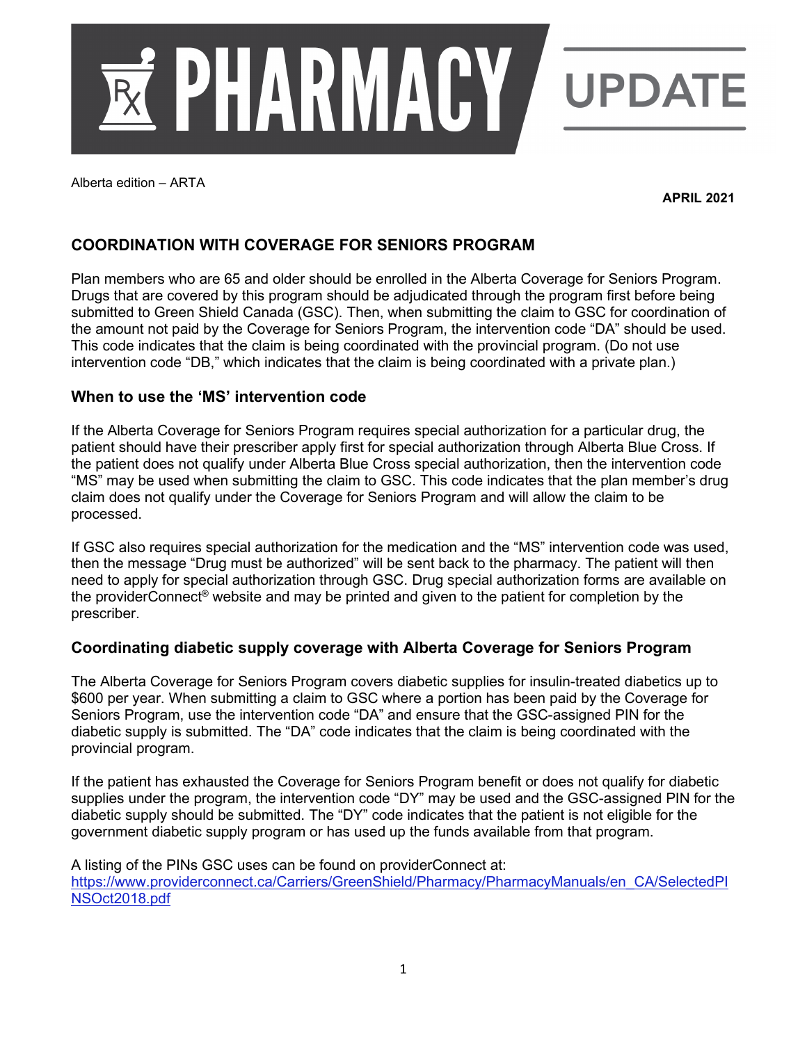# PHARMACY UPDATE

Alberta edition – ARTA

**APRIL 2021**

## COORDINATION WITH COVERAGE FOR SENIORS PROGRAM

Plan members who are 65 and older should be enrolled in the Alberta Coverage for Seniors Program. Drugs that are covered by this program should be adjudicated through the program first before being submitted to Green Shield Canada (GSC). Then, when submitting the claim to GSC for coordination of the amount not paid by the Coverage for Seniors Program, the intervention code "DA" should be used. This code indicates that the claim is being coordinated with the provincial program. (Do not use intervention code "DB," which indicates that the claim is being coordinated with a private plan.)

### When to use the 'MS' intervention code

If the Alberta Coverage for Seniors Program requires special authorization for a particular drug, the patient should have their prescriber apply first for special authorization through Alberta Blue Cross. If the patient does not qualify under Alberta Blue Cross special authorization, then the intervention code "MS" may be used when submitting the claim to GSC. This code indicates that the plan member's drug claim does not qualify under the Coverage for Seniors Program and will allow the claim to be processed.

If GSC also requires special authorization for the medication and the "MS" intervention code was used, then the message "Drug must be authorized" will be sent back to the pharmacy. The patient will then need to apply for special authorization through GSC. Drug special authorization forms are available on the providerConnect® website and may be printed and given to the patient for completion by the prescriber.

### Coordinating diabetic supply coverage with Alberta Coverage for Seniors Program

The Alberta Coverage for Seniors Program covers diabetic supplies for insulin-treated diabetics up to $600 per year. When submitting a claim to GSC where a portion has been paid by the Coverage for Seniors Program, use the intervention code "DA" and ensure that the GSC-assigned PIN for the diabetic supply is submitted. The "DA" code indicates that the claim is being coordinated with the provincial program.

If the patient has exhausted the Coverage for Seniors Program benefit or does not qualify for diabetic supplies under the program, the intervention code "DY" may be used and the GSC-assigned PIN for the diabetic supply should be submitted. The "DY" code indicates that the patient is not eligible for the government diabetic supply program or has used up the funds available from that program.

A listing of the PINs GSC uses can be found on providerConnect at:
[https://www.providerconnect.ca/Carriers/GreenShield/Pharmacy/PharmacyManuals/en_CA/SelectedPINSOct2018.pdf](https://www.providerconnect.ca/Carriers/GreenShield/Pharmacy/PharmacyManuals/en_CA/SelectedPINSOct2018.pdf)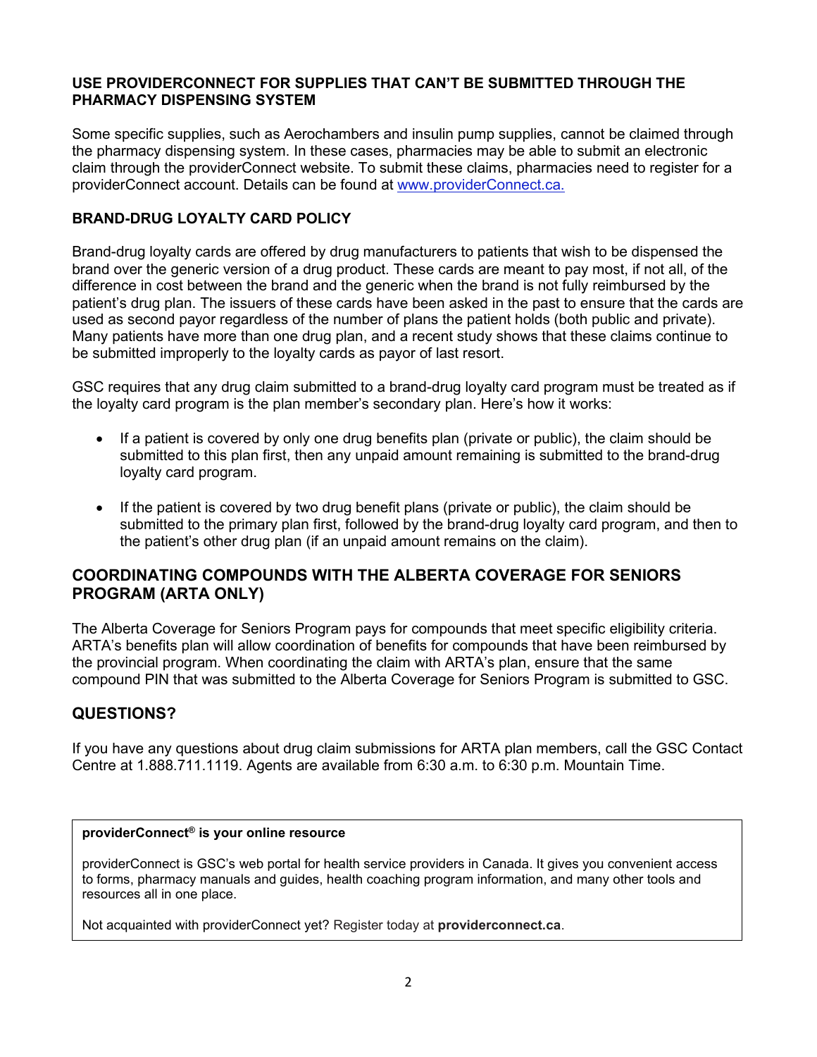## USE PROVIDERCONNECT FOR SUPPLIES THAT CAN'T BE SUBMITTED THROUGH THE PHARMACY DISPENSING SYSTEM

Some specific supplies, such as Aerochambers and insulin pump supplies, cannot be claimed through the pharmacy dispensing system. In these cases, pharmacies may be able to submit an electronic claim through the providerConnect website. To submit these claims, pharmacies need to register for a providerConnect account. Details can be found at www.providerConnect.ca.

## BRAND-DRUG LOYALTY CARD POLICY

Brand-drug loyalty cards are offered by drug manufacturers to patients that wish to be dispensed the brand over the generic version of a drug product. These cards are meant to pay most, if not all, of the difference in cost between the brand and the generic when the brand is not fully reimbursed by the patient's drug plan. The issuers of these cards have been asked in the past to ensure that the cards are used as second payor regardless of the number of plans the patient holds (both public and private). Many patients have more than one drug plan, and a recent study shows that these claims continue to be submitted improperly to the loyalty cards as payor of last resort.

GSC requires that any drug claim submitted to a brand-drug loyalty card program must be treated as if the loyalty card program is the plan member's secondary plan. Here's how it works:

- If a patient is covered by only one drug benefits plan (private or public), the claim should be submitted to this plan first, then any unpaid amount remaining is submitted to the brand-drug loyalty card program.
- If the patient is covered by two drug benefit plans (private or public), the claim should be submitted to the primary plan first, followed by the brand-drug loyalty card program, and then to the patient's other drug plan (if an unpaid amount remains on the claim).

## COORDINATING COMPOUNDS WITH THE ALBERTA COVERAGE FOR SENIORS PROGRAM (ARTA ONLY)

The Alberta Coverage for Seniors Program pays for compounds that meet specific eligibility criteria. ARTA's benefits plan will allow coordination of benefits for compounds that have been reimbursed by the provincial program. When coordinating the claim with ARTA's plan, ensure that the same compound PIN that was submitted to the Alberta Coverage for Seniors Program is submitted to GSC.

## QUESTIONS?

If you have any questions about drug claim submissions for ARTA plan members, call the GSC Contact Centre at 1.888.711.1119. Agents are available from 6:30 a.m. to 6:30 p.m. Mountain Time.

**providerConnect® is your online resource**

providerConnect is GSC's web portal for health service providers in Canada. It gives you convenient access to forms, pharmacy manuals and guides, health coaching program information, and many other tools and resources all in one place.

Not acquainted with providerConnect yet? Register today at **providerconnect.ca**.